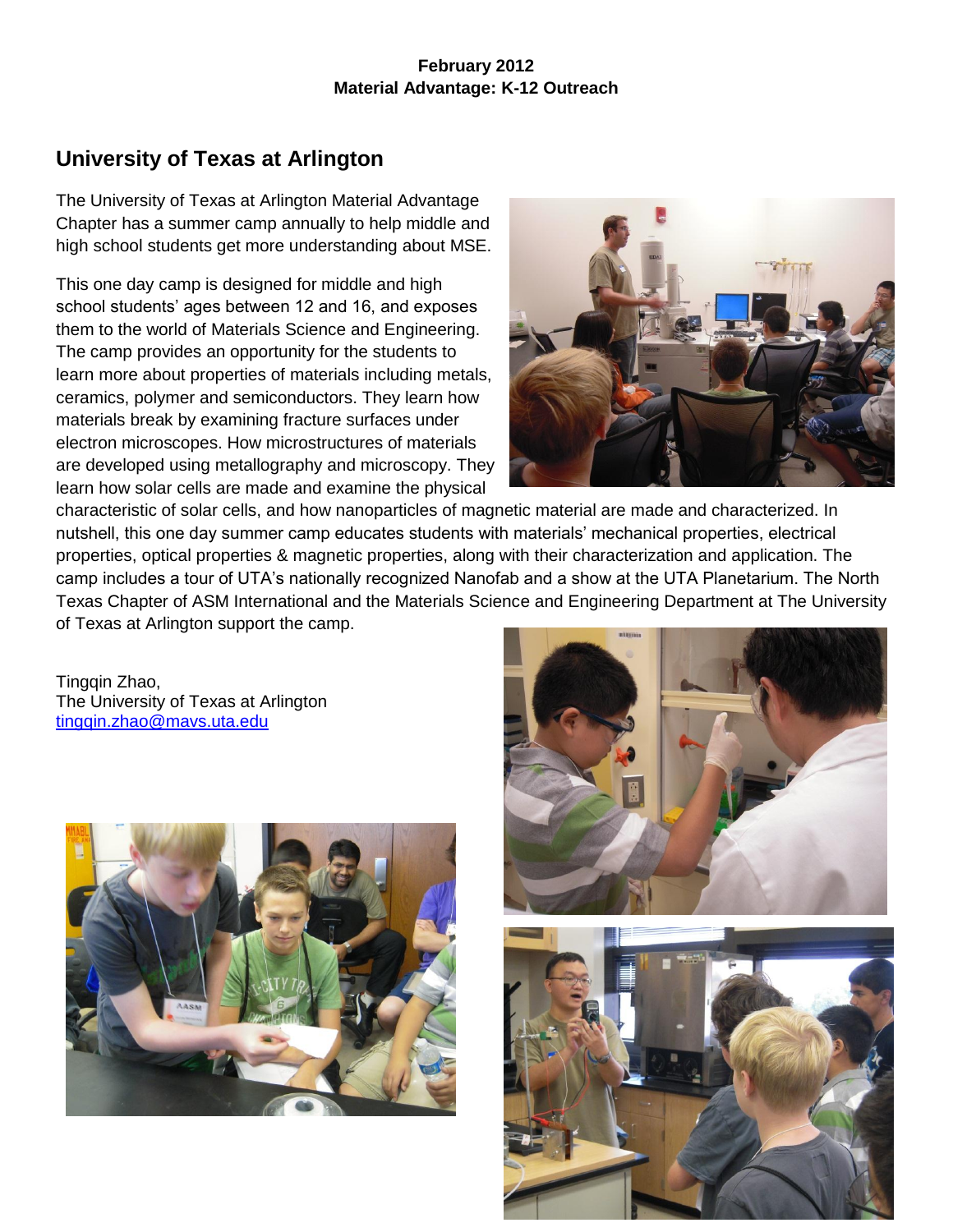**February 2012**
**Material Advantage: K-12 Outreach**

## University of Texas at Arlington

The University of Texas at Arlington Material Advantage Chapter has a summer camp annually to help middle and high school students get more understanding about MSE.

This one day camp is designed for middle and high school students' ages between 12 and 16, and exposes them to the world of Materials Science and Engineering. The camp provides an opportunity for the students to learn more about properties of materials including metals, ceramics, polymer and semiconductors. They learn how materials break by examining fracture surfaces under electron microscopes. How microstructures of materials are developed using metallography and microscopy. They learn how solar cells are made and examine the physical characteristic of solar cells, and how nanoparticles of magnetic material are made and characterized. In nutshell, this one day summer camp educates students with materials' mechanical properties, electrical properties, optical properties & magnetic properties, along with their characterization and application. The camp includes a tour of UTA's nationally recognized Nanofab and a show at the UTA Planetarium. The North Texas Chapter of ASM International and the Materials Science and Engineering Department at The University of Texas at Arlington support the camp.

Tingqin Zhao,
The University of Texas at Arlington
tingqin.zhao@mavs.uta.edu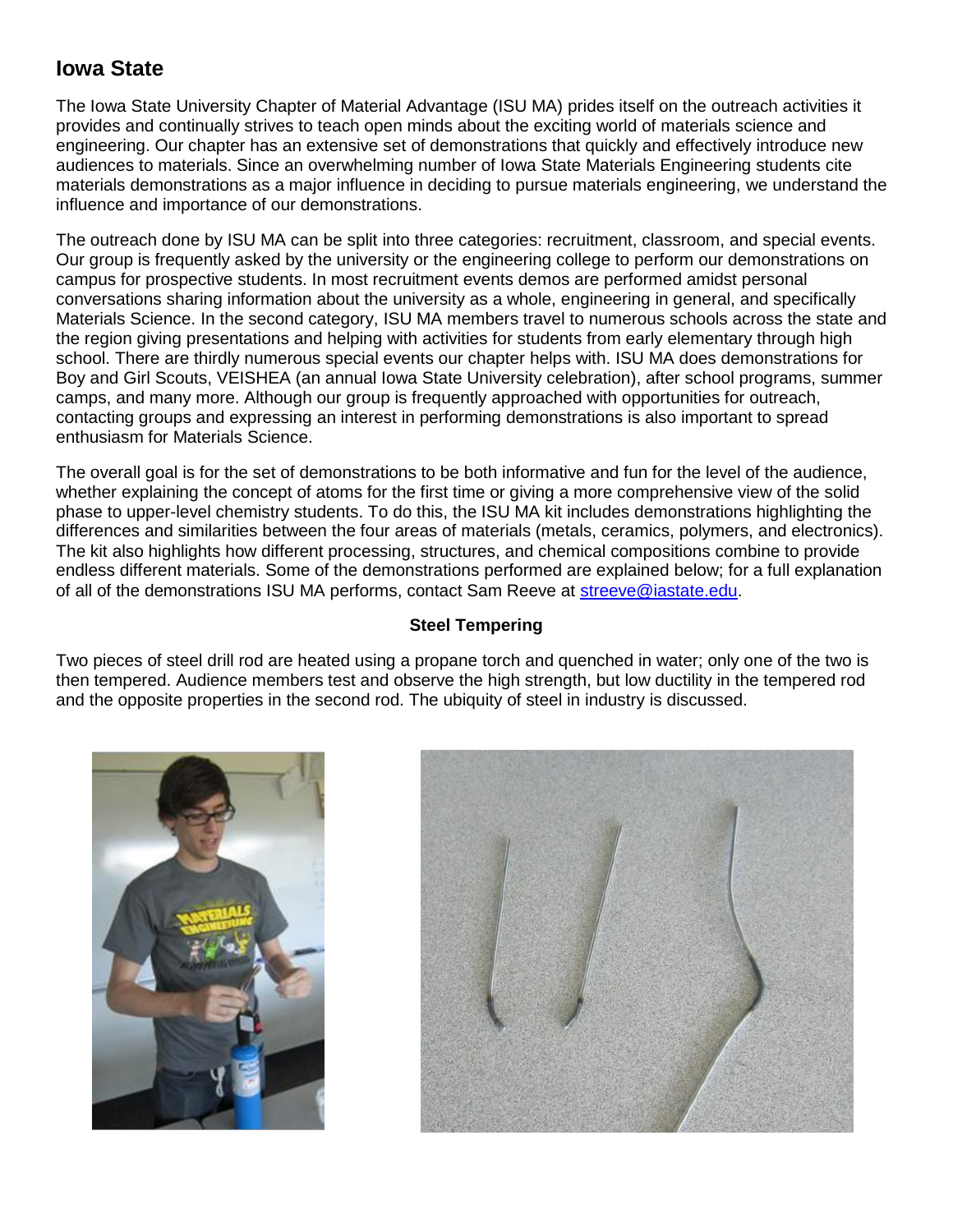## Iowa State

The Iowa State University Chapter of Material Advantage (ISU MA) prides itself on the outreach activities it provides and continually strives to teach open minds about the exciting world of materials science and engineering. Our chapter has an extensive set of demonstrations that quickly and effectively introduce new audiences to materials. Since an overwhelming number of Iowa State Materials Engineering students cite materials demonstrations as a major influence in deciding to pursue materials engineering, we understand the influence and importance of our demonstrations.

The outreach done by ISU MA can be split into three categories: recruitment, classroom, and special events. Our group is frequently asked by the university or the engineering college to perform our demonstrations on campus for prospective students. In most recruitment events demos are performed amidst personal conversations sharing information about the university as a whole, engineering in general, and specifically Materials Science. In the second category, ISU MA members travel to numerous schools across the state and the region giving presentations and helping with activities for students from early elementary through high school. There are thirdly numerous special events our chapter helps with. ISU MA does demonstrations for Boy and Girl Scouts, VEISHEA (an annual Iowa State University celebration), after school programs, summer camps, and many more. Although our group is frequently approached with opportunities for outreach, contacting groups and expressing an interest in performing demonstrations is also important to spread enthusiasm for Materials Science.

The overall goal is for the set of demonstrations to be both informative and fun for the level of the audience, whether explaining the concept of atoms for the first time or giving a more comprehensive view of the solid phase to upper-level chemistry students. To do this, the ISU MA kit includes demonstrations highlighting the differences and similarities between the four areas of materials (metals, ceramics, polymers, and electronics). The kit also highlights how different processing, structures, and chemical compositions combine to provide endless different materials. Some of the demonstrations performed are explained below; for a full explanation of all of the demonstrations ISU MA performs, contact Sam Reeve at [streeve@iastate.edu](mailto:streeve@iastate.edu).

**Steel Tempering**

Two pieces of steel drill rod are heated using a propane torch and quenched in water; only one of the two is then tempered. Audience members test and observe the high strength, but low ductility in the tempered rod and the opposite properties in the second rod. The ubiquity of steel in industry is discussed.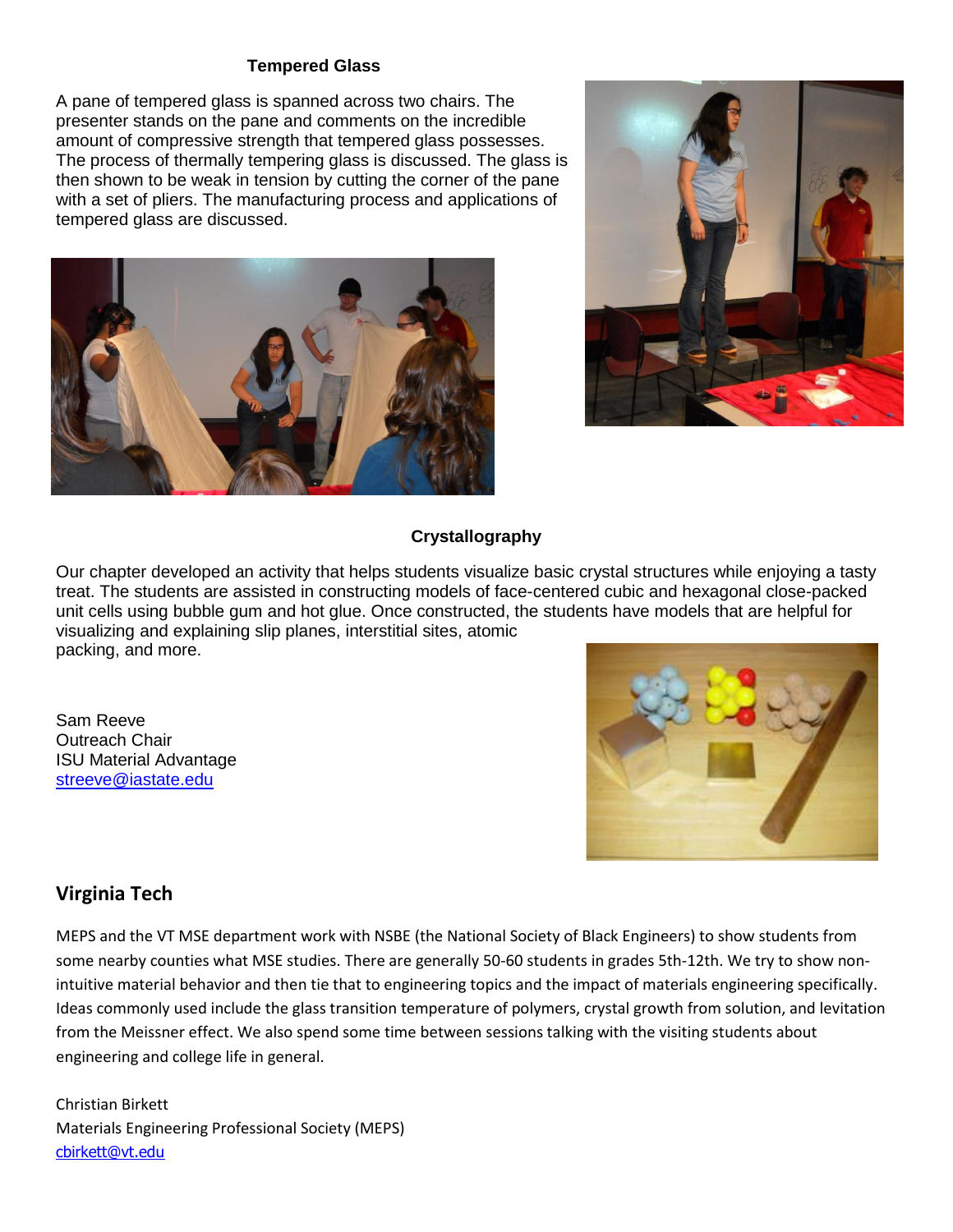### Tempered Glass

A pane of tempered glass is spanned across two chairs. The presenter stands on the pane and comments on the incredible amount of compressive strength that tempered glass possesses. The process of thermally tempering glass is discussed. The glass is then shown to be weak in tension by cutting the corner of the pane with a set of pliers. The manufacturing process and applications of tempered glass are discussed.

### Crystallography

Our chapter developed an activity that helps students visualize basic crystal structures while enjoying a tasty treat. The students are assisted in constructing models of face-centered cubic and hexagonal close-packed unit cells using bubble gum and hot glue. Once constructed, the students have models that are helpful for visualizing and explaining slip planes, interstitial sites, atomic packing, and more.

Sam Reeve
Outreach Chair
ISU Material Advantage
streeve@iastate.edu

## Virginia Tech

MEPS and the VT MSE department work with NSBE (the National Society of Black Engineers) to show students from some nearby counties what MSE studies. There are generally 50-60 students in grades 5th-12th. We try to show non-intuitive material behavior and then tie that to engineering topics and the impact of materials engineering specifically. Ideas commonly used include the glass transition temperature of polymers, crystal growth from solution, and levitation from the Meissner effect. We also spend some time between sessions talking with the visiting students about engineering and college life in general.

Christian Birkett
Materials Engineering Professional Society (MEPS)
cbirkett@vt.edu